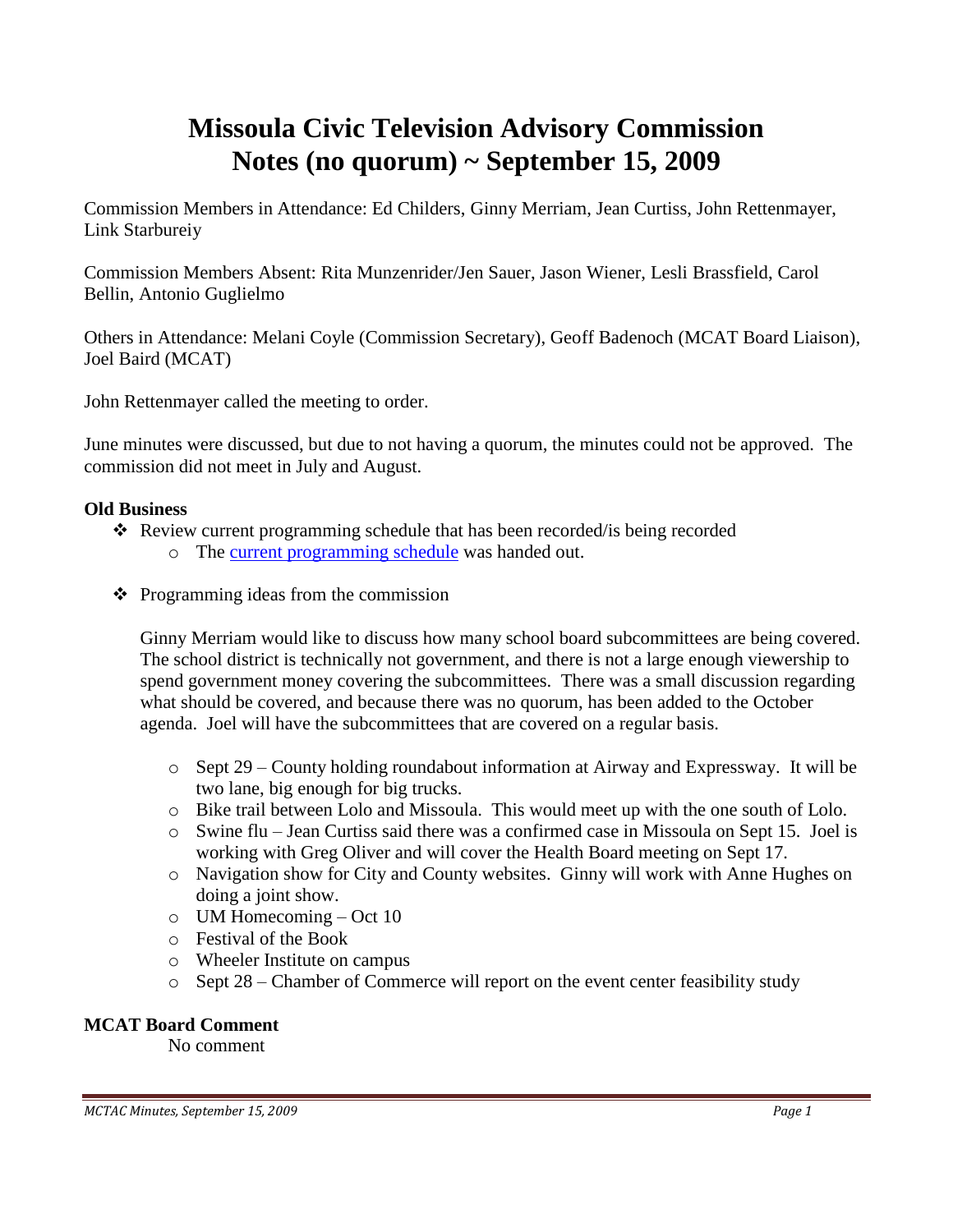# Missoula Civic Television Advisory Commission
# Notes (no quorum) ~ September 15, 2009

Commission Members in Attendance: Ed Childers, Ginny Merriam, Jean Curtiss, John Rettenmayer, Link Starbureiy

Commission Members Absent: Rita Munzenrider/Jen Sauer, Jason Wiener, Lesli Brassfield, Carol Bellin, Antonio Guglielmo

Others in Attendance: Melani Coyle (Commission Secretary), Geoff Badenoch (MCAT Board Liaison), Joel Baird (MCAT)

John Rettenmayer called the meeting to order.

June minutes were discussed, but due to not having a quorum, the minutes could not be approved. The commission did not meet in July and August.

**Old Business**

- Review current programming schedule that has been recorded/is being recorded
  - The current programming schedule was handed out.

- Programming ideas from the commission

  Ginny Merriam would like to discuss how many school board subcommittees are being covered. The school district is technically not government, and there is not a large enough viewership to spend government money covering the subcommittees. There was a small discussion regarding what should be covered, and because there was no quorum, has been added to the October agenda. Joel will have the subcommittees that are covered on a regular basis.

  - Sept 29 – County holding roundabout information at Airway and Expressway. It will be two lane, big enough for big trucks.
  - Bike trail between Lolo and Missoula. This would meet up with the one south of Lolo.
  - Swine flu – Jean Curtiss said there was a confirmed case in Missoula on Sept 15. Joel is working with Greg Oliver and will cover the Health Board meeting on Sept 17.
  - Navigation show for City and County websites. Ginny will work with Anne Hughes on doing a joint show.
  - UM Homecoming – Oct 10
  - Festival of the Book
  - Wheeler Institute on campus
  - Sept 28 – Chamber of Commerce will report on the event center feasibility study

**MCAT Board Comment**

No comment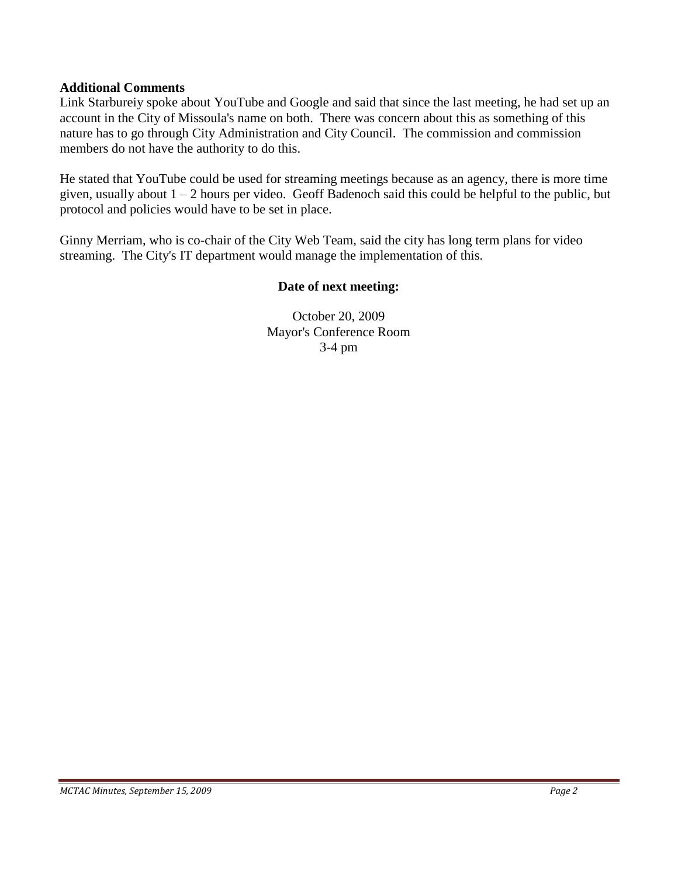**Additional Comments**

Link Starbureiy spoke about YouTube and Google and said that since the last meeting, he had set up an account in the City of Missoula's name on both. There was concern about this as something of this nature has to go through City Administration and City Council. The commission and commission members do not have the authority to do this.

He stated that YouTube could be used for streaming meetings because as an agency, there is more time given, usually about 1 – 2 hours per video. Geoff Badenoch said this could be helpful to the public, but protocol and policies would have to be set in place.

Ginny Merriam, who is co-chair of the City Web Team, said the city has long term plans for video streaming. The City's IT department would manage the implementation of this.

**Date of next meeting:**

October 20, 2009
Mayor's Conference Room
3-4 pm